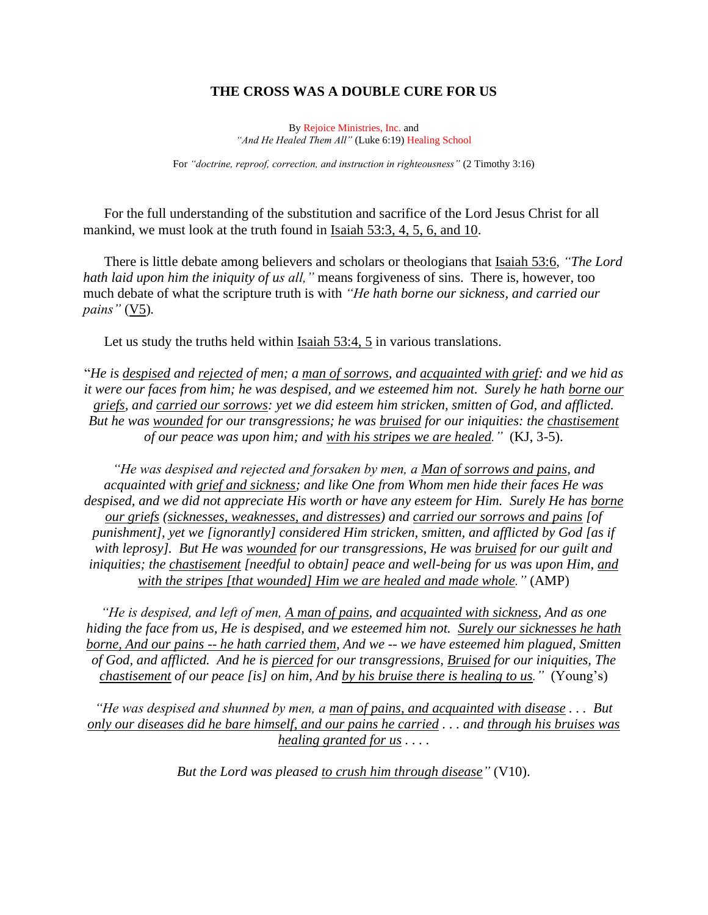# THE CROSS WAS A DOUBLE CURE FOR US

By Rejoice Ministries, Inc. and
*"And He Healed Them All"* (Luke 6:19) Healing School

For *"doctrine, reproof, correction, and instruction in righteousness"* (2 Timothy 3:16)

For the full understanding of the substitution and sacrifice of the Lord Jesus Christ for all mankind, we must look at the truth found in Isaiah 53:3, 4, 5, 6, and 10.

There is little debate among believers and scholars or theologians that Isaiah 53:6, *"The Lord hath laid upon him the iniquity of us all,"* means forgiveness of sins. There is, however, too much debate of what the scripture truth is with *"He hath borne our sickness, and carried our pains"* (V5).

Let us study the truths held within Isaiah 53:4, 5 in various translations.

"*He is despised and rejected of men; a man of sorrows, and acquainted with grief: and we hid as it were our faces from him; he was despised, and we esteemed him not. Surely he hath borne our griefs, and carried our sorrows: yet we did esteem him stricken, smitten of God, and afflicted. But he was wounded for our transgressions; he was bruised for our iniquities: the chastisement of our peace was upon him; and with his stripes we are healed."* (KJ, 3-5).

*"He was despised and rejected and forsaken by men, a Man of sorrows and pains, and acquainted with grief and sickness; and like One from Whom men hide their faces He was despised, and we did not appreciate His worth or have any esteem for Him. Surely He has borne our griefs (sicknesses, weaknesses, and distresses) and carried our sorrows and pains [of punishment], yet we [ignorantly] considered Him stricken, smitten, and afflicted by God [as if with leprosy]. But He was wounded for our transgressions, He was bruised for our guilt and iniquities; the chastisement [needful to obtain] peace and well-being for us was upon Him, and with the stripes [that wounded] Him we are healed and made whole."* (AMP)

*"He is despised, and left of men, A man of pains, and acquainted with sickness, And as one hiding the face from us, He is despised, and we esteemed him not. Surely our sicknesses he hath borne, And our pains -- he hath carried them, And we -- we have esteemed him plagued, Smitten of God, and afflicted. And he is pierced for our transgressions, Bruised for our iniquities, The chastisement of our peace [is] on him, And by his bruise there is healing to us."* (Young's)

*"He was despised and shunned by men, a man of pains, and acquainted with disease . . . But only our diseases did he bare himself, and our pains he carried . . . and through his bruises was healing granted for us . . . .*

*But the Lord was pleased to crush him through disease"* (V10).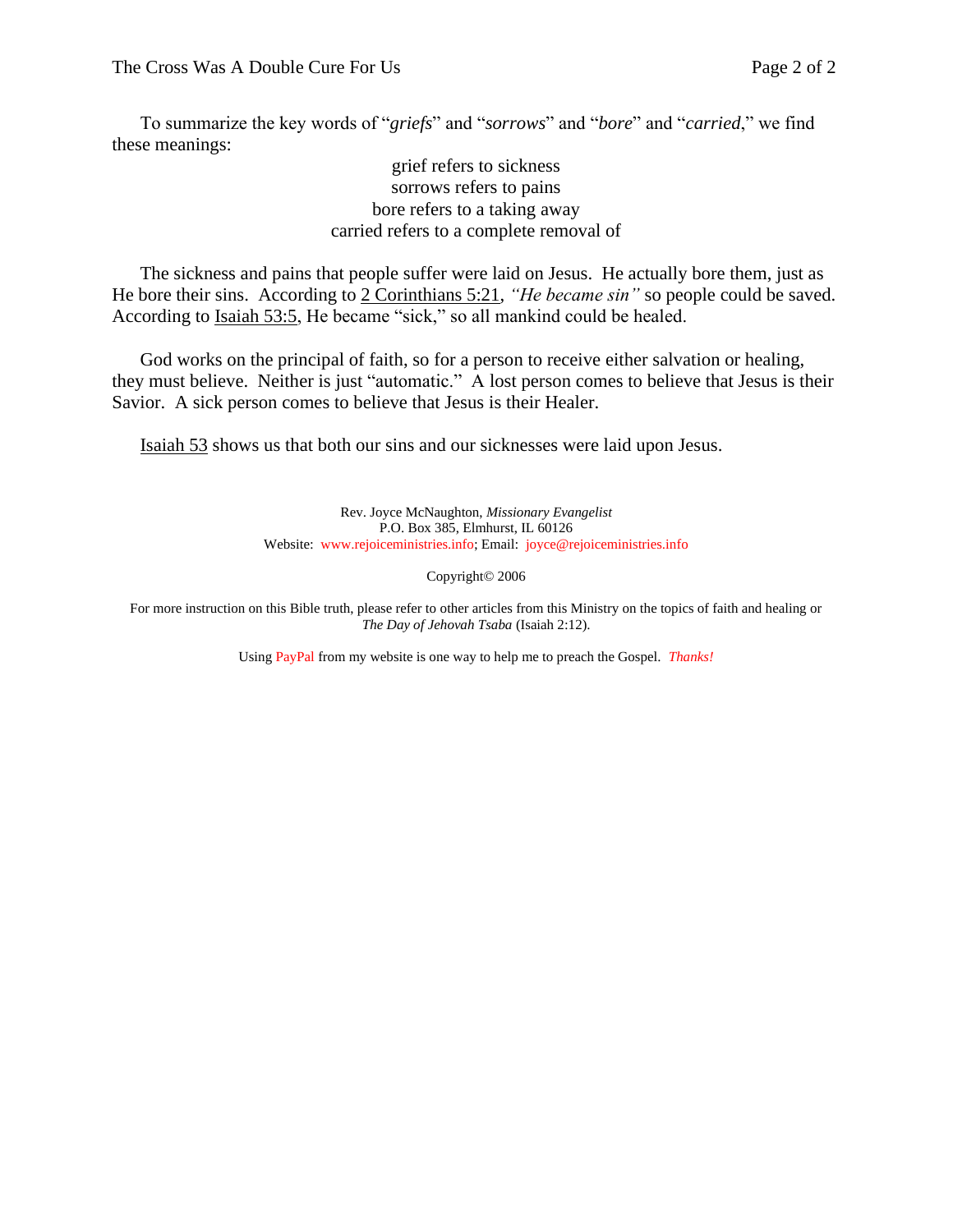To summarize the key words of "*griefs*" and "*sorrows*" and "*bore*" and "*carried*," we find these meanings:

grief refers to sickness
sorrows refers to pains
bore refers to a taking away
carried refers to a complete removal of

The sickness and pains that people suffer were laid on Jesus. He actually bore them, just as He bore their sins. According to 2 Corinthians 5:21, *"He became sin"* so people could be saved. According to Isaiah 53:5, He became "sick," so all mankind could be healed.

God works on the principal of faith, so for a person to receive either salvation or healing, they must believe. Neither is just "automatic." A lost person comes to believe that Jesus is their Savior. A sick person comes to believe that Jesus is their Healer.

Isaiah 53 shows us that both our sins and our sicknesses were laid upon Jesus.

Rev. Joyce McNaughton, *Missionary Evangelist*
P.O. Box 385, Elmhurst, IL 60126
Website: www.rejoiceministries.info; Email: joyce@rejoiceministries.info

Copyright© 2006

For more instruction on this Bible truth, please refer to other articles from this Ministry on the topics of faith and healing or *The Day of Jehovah Tsaba* (Isaiah 2:12).

Using PayPal from my website is one way to help me to preach the Gospel. *Thanks!*